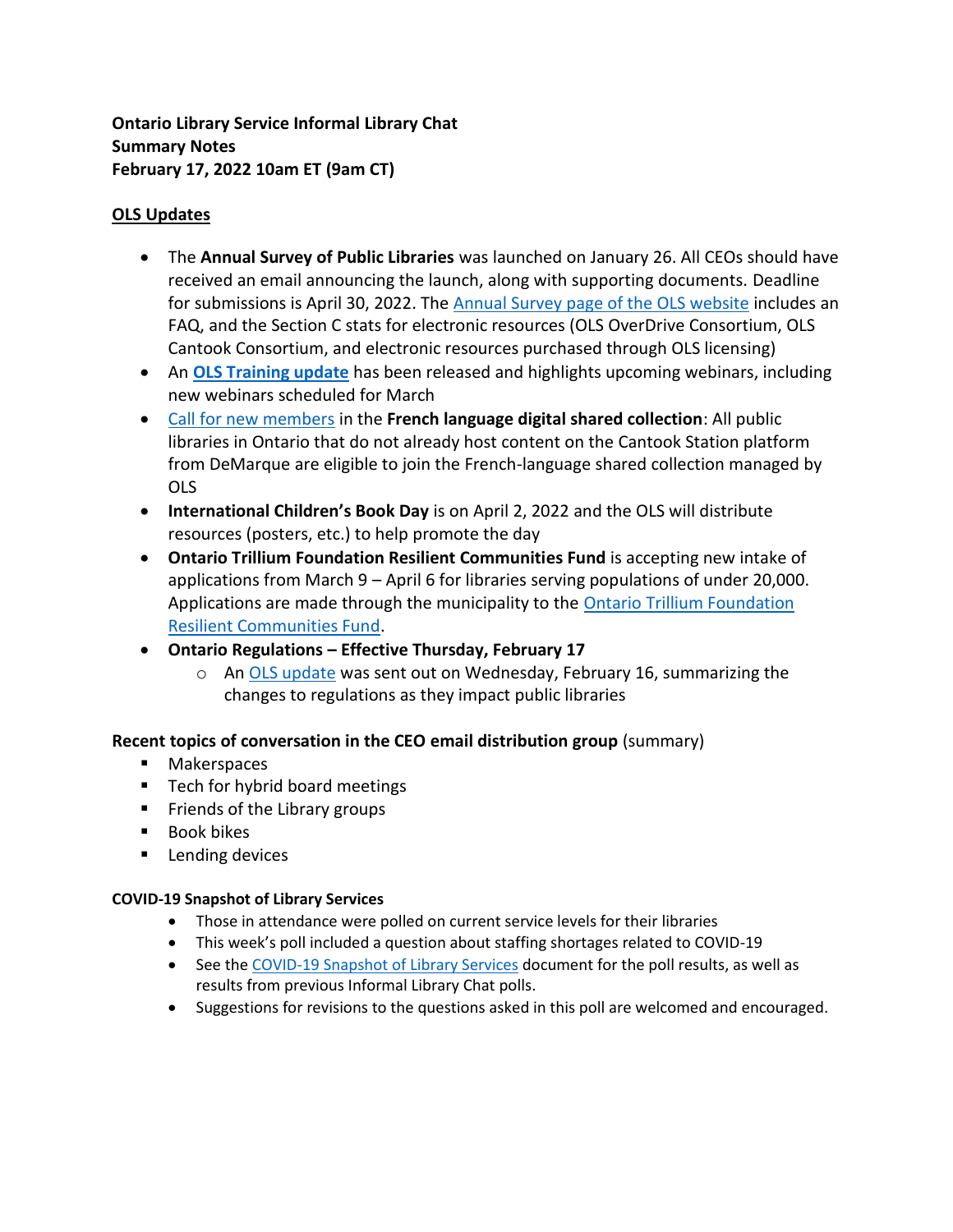**Ontario Library Service Informal Library Chat**
**Summary Notes**
**February 17, 2022 10am ET (9am CT)**

## OLS Updates

- The **Annual Survey of Public Libraries** was launched on January 26. All CEOs should have received an email announcing the launch, along with supporting documents. Deadline for submissions is April 30, 2022. The Annual Survey page of the OLS website includes an FAQ, and the Section C stats for electronic resources (OLS OverDrive Consortium, OLS Cantook Consortium, and electronic resources purchased through OLS licensing)
- An **OLS Training update** has been released and highlights upcoming webinars, including new webinars scheduled for March
- Call for new members in the **French language digital shared collection**: All public libraries in Ontario that do not already host content on the Cantook Station platform from DeMarque are eligible to join the French-language shared collection managed by OLS
- **International Children's Book Day** is on April 2, 2022 and the OLS will distribute resources (posters, etc.) to help promote the day
- **Ontario Trillium Foundation Resilient Communities Fund** is accepting new intake of applications from March 9 – April 6 for libraries serving populations of under 20,000. Applications are made through the municipality to the Ontario Trillium Foundation Resilient Communities Fund.
- **Ontario Regulations – Effective Thursday, February 17**
  - An OLS update was sent out on Wednesday, February 16, summarizing the changes to regulations as they impact public libraries

**Recent topics of conversation in the CEO email distribution group** (summary)

- Makerspaces
- Tech for hybrid board meetings
- Friends of the Library groups
- Book bikes
- Lending devices

**COVID-19 Snapshot of Library Services**

- Those in attendance were polled on current service levels for their libraries
- This week's poll included a question about staffing shortages related to COVID-19
- See the COVID-19 Snapshot of Library Services document for the poll results, as well as results from previous Informal Library Chat polls.
- Suggestions for revisions to the questions asked in this poll are welcomed and encouraged.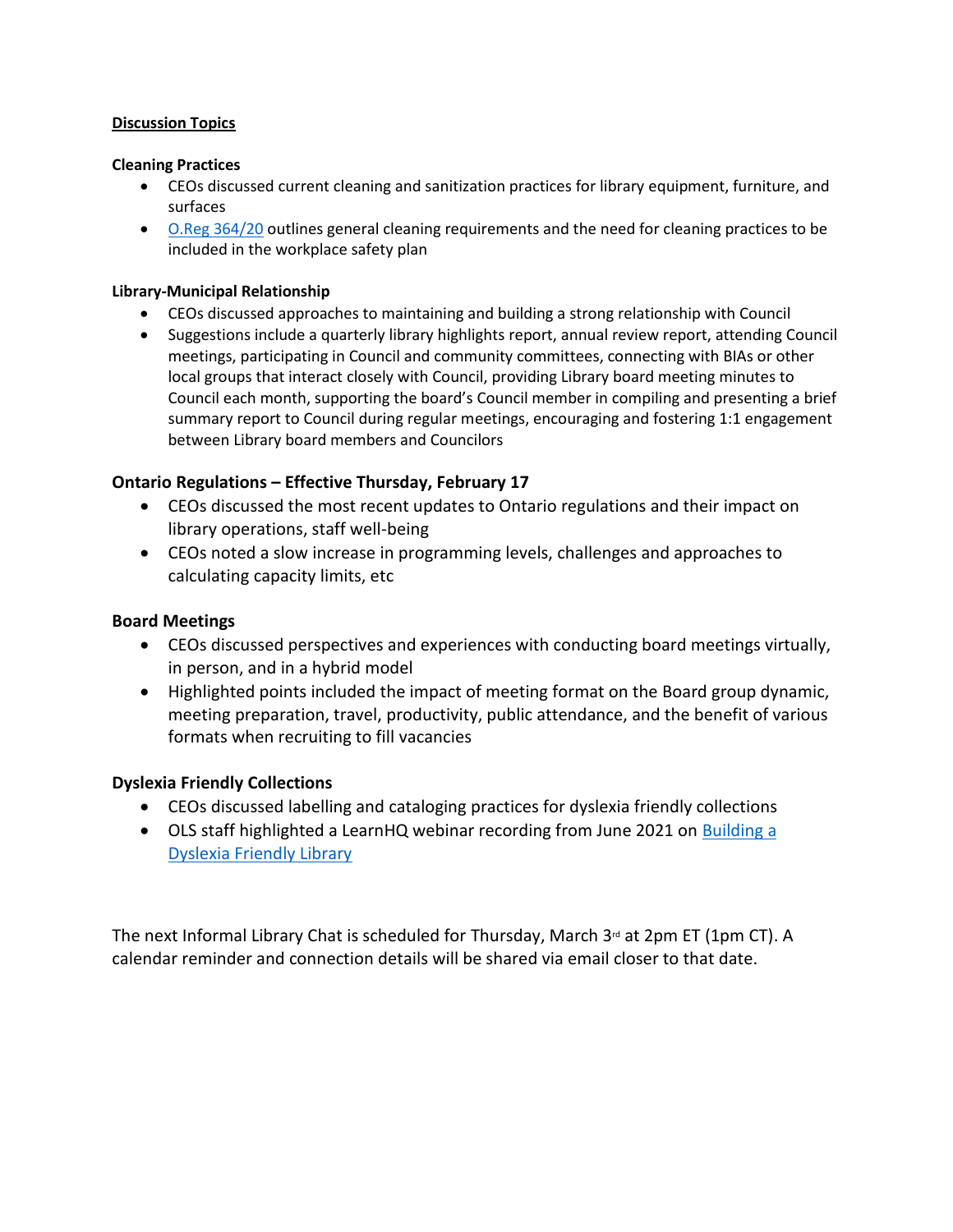**Discussion Topics**

**Cleaning Practices**

- CEOs discussed current cleaning and sanitization practices for library equipment, furniture, and surfaces
- [O.Reg 364/20](#) outlines general cleaning requirements and the need for cleaning practices to be included in the workplace safety plan

**Library-Municipal Relationship**

- CEOs discussed approaches to maintaining and building a strong relationship with Council
- Suggestions include a quarterly library highlights report, annual review report, attending Council meetings, participating in Council and community committees, connecting with BIAs or other local groups that interact closely with Council, providing Library board meeting minutes to Council each month, supporting the board's Council member in compiling and presenting a brief summary report to Council during regular meetings, encouraging and fostering 1:1 engagement between Library board members and Councilors

**Ontario Regulations – Effective Thursday, February 17**

- CEOs discussed the most recent updates to Ontario regulations and their impact on library operations, staff well-being
- CEOs noted a slow increase in programming levels, challenges and approaches to calculating capacity limits, etc

**Board Meetings**

- CEOs discussed perspectives and experiences with conducting board meetings virtually, in person, and in a hybrid model
- Highlighted points included the impact of meeting format on the Board group dynamic, meeting preparation, travel, productivity, public attendance, and the benefit of various formats when recruiting to fill vacancies

**Dyslexia Friendly Collections**

- CEOs discussed labelling and cataloging practices for dyslexia friendly collections
- OLS staff highlighted a LearnHQ webinar recording from June 2021 on [Building a Dyslexia Friendly Library](#)

The next Informal Library Chat is scheduled for Thursday, March 3rd at 2pm ET (1pm CT). A calendar reminder and connection details will be shared via email closer to that date.